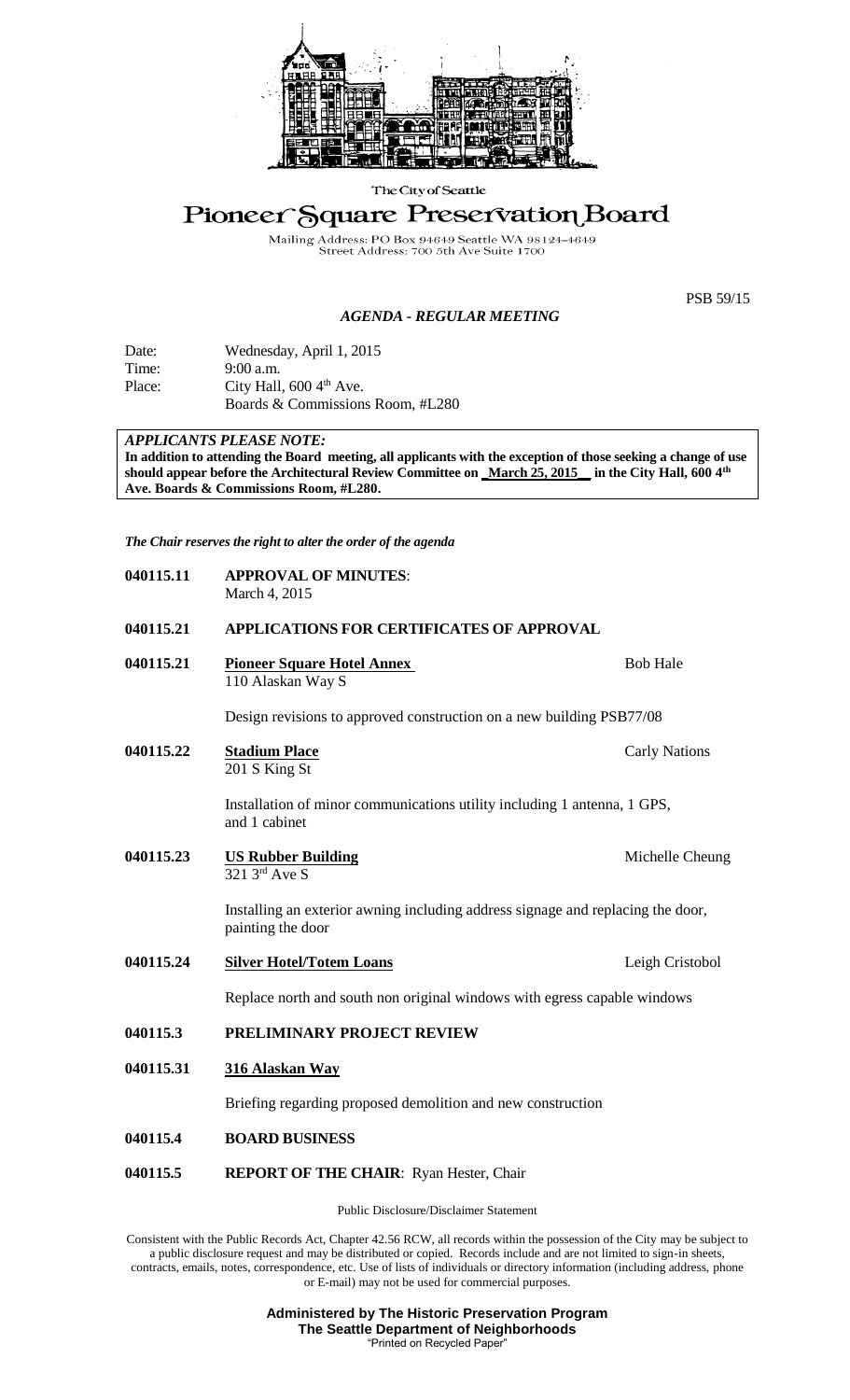The City of Seattle

# Pioneer Square Preservation Board

Mailing Address: PO Box 94649 Seattle WA 98124-4649
Street Address: 700 5th Ave Suite 1700

PSB 59/15

## *AGENDA - REGULAR MEETING*

Date: Wednesday, April 1, 2015
Time: 9:00 a.m.
Place: City Hall, 600 4th Ave.
Boards & Commissions Room, #L280

***APPLICANTS PLEASE NOTE:***
**In addition to attending the Board meeting, all applicants with the exception of those seeking a change of use should appear before the Architectural Review Committee on _March 25, 2015_ in the City Hall, 600 4th Ave. Boards & Commissions Room, #L280.**

***The Chair reserves the right to alter the order of the agenda***

**040115.11 APPROVAL OF MINUTES**:
March 4, 2015

**040115.21 APPLICATIONS FOR CERTIFICATES OF APPROVAL**

**040115.21** **<u>Pioneer Square Hotel Annex</u>** — Bob Hale
110 Alaskan Way S

Design revisions to approved construction on a new building PSB77/08

**040115.22** **<u>Stadium Place</u>** — Carly Nations
201 S King St

Installation of minor communications utility including 1 antenna, 1 GPS, and 1 cabinet

**040115.23** **<u>US Rubber Building</u>** — Michelle Cheung
321 3rd Ave S

Installing an exterior awning including address signage and replacing the door, painting the door

**040115.24** **<u>Silver Hotel/Totem Loans</u>** — Leigh Cristobol

Replace north and south non original windows with egress capable windows

**040115.3 PRELIMINARY PROJECT REVIEW**

**040115.31** **<u>316 Alaskan Way</u>**

Briefing regarding proposed demolition and new construction

**040115.4 BOARD BUSINESS**

**040115.5 REPORT OF THE CHAIR**: Ryan Hester, Chair

Public Disclosure/Disclaimer Statement

Consistent with the Public Records Act, Chapter 42.56 RCW, all records within the possession of the City may be subject to a public disclosure request and may be distributed or copied. Records include and are not limited to sign-in sheets, contracts, emails, notes, correspondence, etc. Use of lists of individuals or directory information (including address, phone or E-mail) may not be used for commercial purposes.

**Administered by The Historic Preservation Program**
**The Seattle Department of Neighborhoods**
"Printed on Recycled Paper"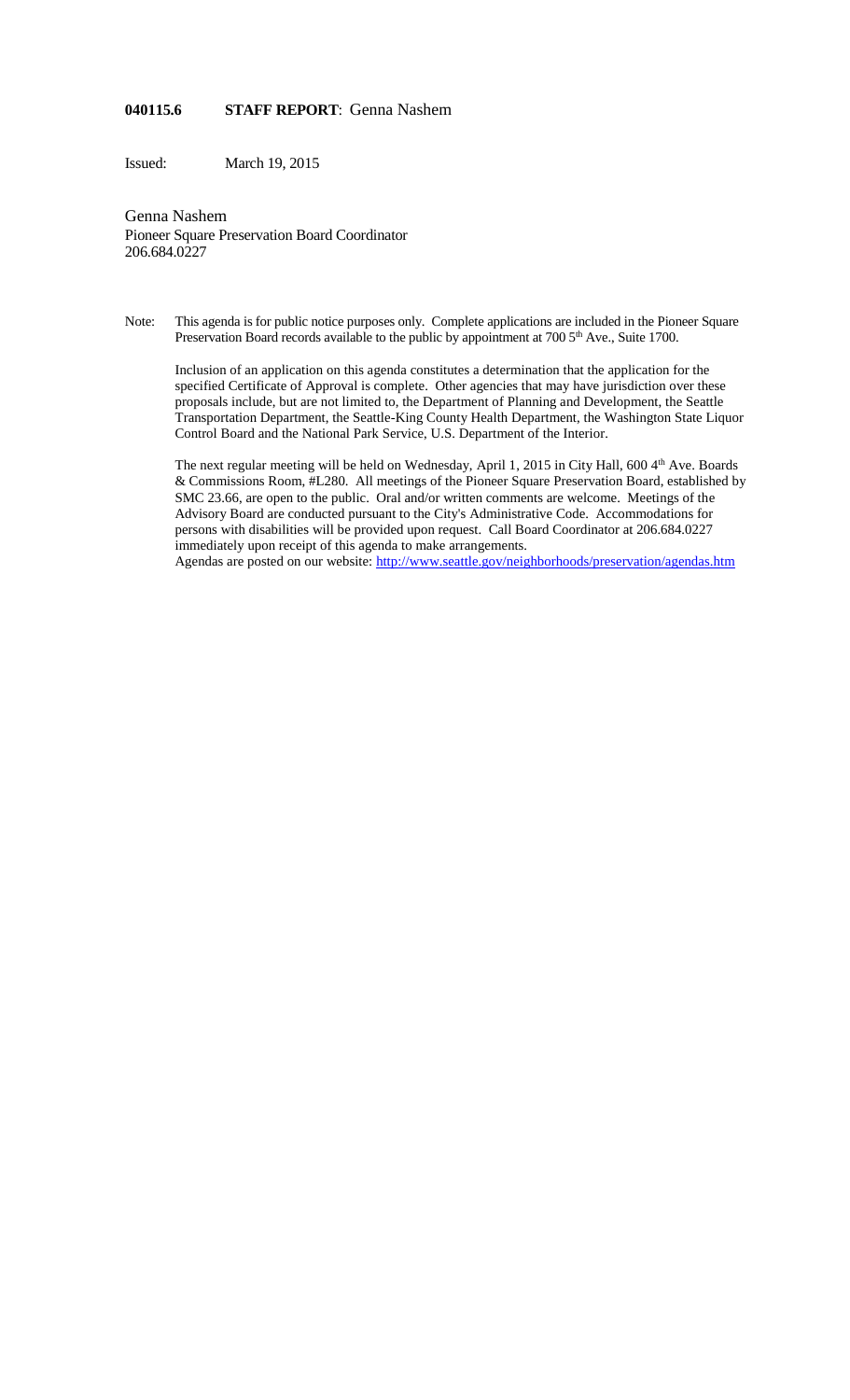**040115.6** **STAFF REPORT**: Genna Nashem

Issued: March 19, 2015

Genna Nashem
Pioneer Square Preservation Board Coordinator
206.684.0227

Note: This agenda is for public notice purposes only. Complete applications are included in the Pioneer Square Preservation Board records available to the public by appointment at 700 5th Ave., Suite 1700.

Inclusion of an application on this agenda constitutes a determination that the application for the specified Certificate of Approval is complete. Other agencies that may have jurisdiction over these proposals include, but are not limited to, the Department of Planning and Development, the Seattle Transportation Department, the Seattle-King County Health Department, the Washington State Liquor Control Board and the National Park Service, U.S. Department of the Interior.

The next regular meeting will be held on Wednesday, April 1, 2015 in City Hall, 600 4th Ave. Boards & Commissions Room, #L280. All meetings of the Pioneer Square Preservation Board, established by SMC 23.66, are open to the public. Oral and/or written comments are welcome. Meetings of the Advisory Board are conducted pursuant to the City's Administrative Code. Accommodations for persons with disabilities will be provided upon request. Call Board Coordinator at 206.684.0227 immediately upon receipt of this agenda to make arrangements.
Agendas are posted on our website: http://www.seattle.gov/neighborhoods/preservation/agendas.htm